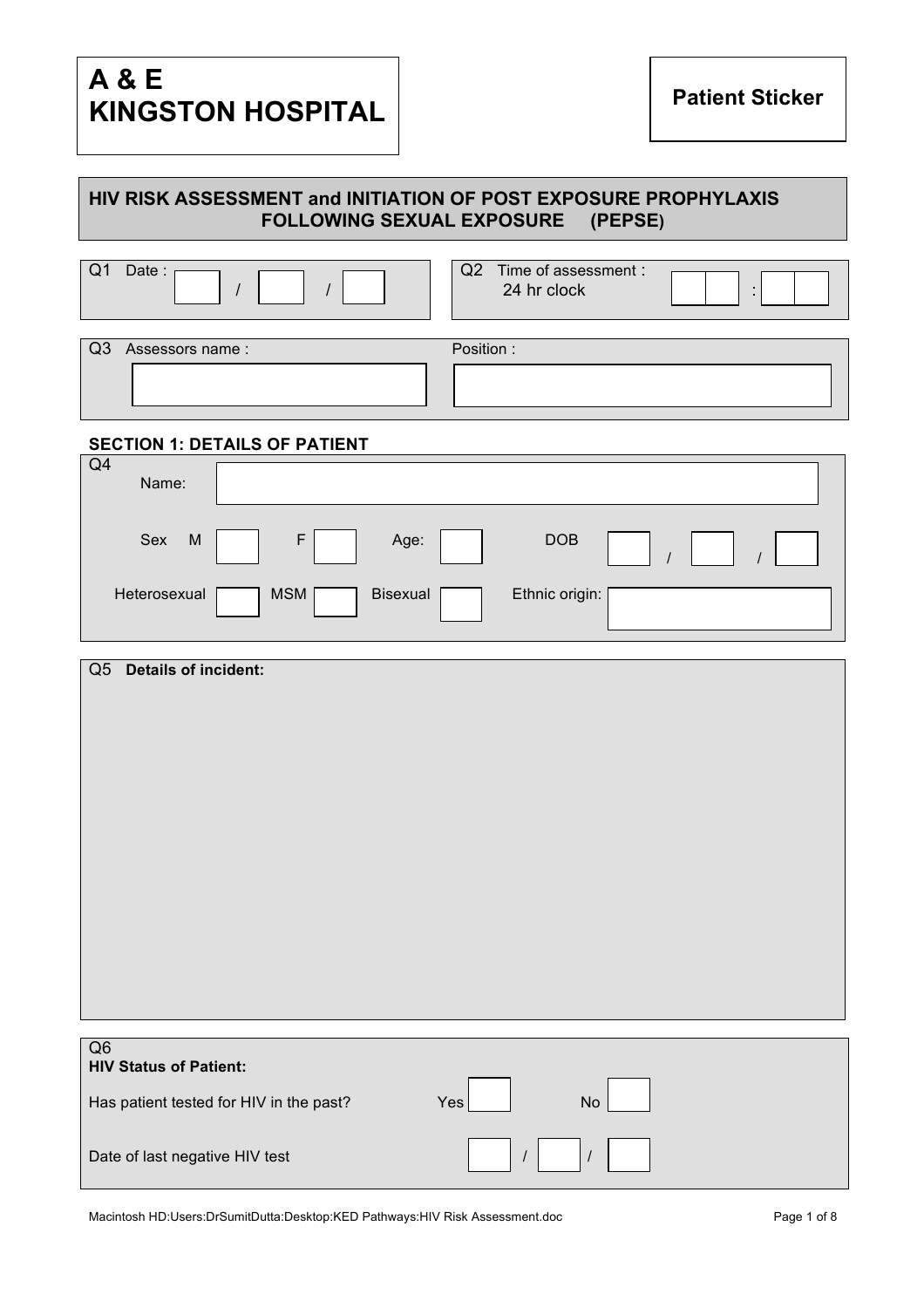# A & E
# KINGSTON HOSPITAL

**Patient Sticker**

## HIV RISK ASSESSMENT and INITIATION OF POST EXPOSURE PROPHYLAXIS FOLLOWING SEXUAL EXPOSURE (PEPSE)

Q1 Date : ____ / ____ / ____

Q2 Time of assessment : 24 hr clock ____ : ____

Q3 Assessors name : ____________ Position : ____________

### SECTION 1: DETAILS OF PATIENT

Q4 Name: ____________

Sex M [ ] F [ ] Age: [ ] DOB ____ / ____ / ____

Heterosexual [ ] MSM [ ] Bisexual [ ] Ethnic origin: ____________

Q5 **Details of incident:**

Q6 **HIV Status of Patient:**

Has patient tested for HIV in the past? Yes [ ] No [ ]

Date of last negative HIV test ____ / ____ / ____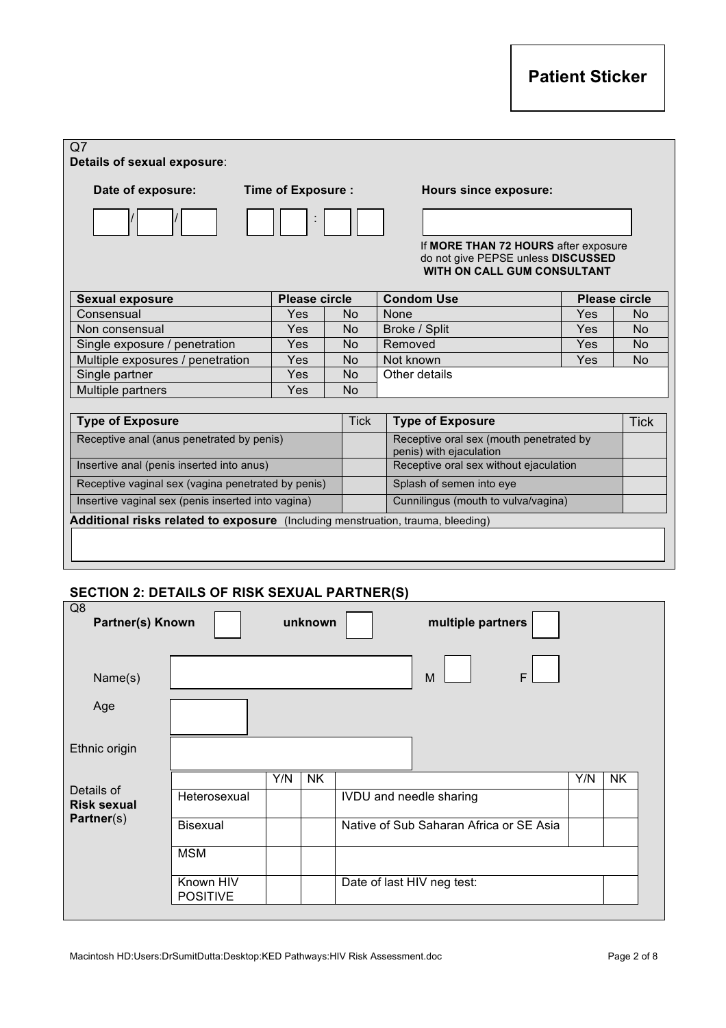**Patient Sticker**

Q7
**Details of sexual exposure**:

**Date of exposure:** ___ / ___ / ___ **Time of Exposure :** ___ ___ : ___ ___ **Hours since exposure:** ______

If **MORE THAN 72 HOURS** after exposure do not give PEPSE unless **DISCUSSED WITH ON CALL GUM CONSULTANT**

| Sexual exposure | Please circle | | Condom Use | Please circle | |
|---|---|---|---|---|---|
| Consensual | Yes | No | None | Yes | No |
| Non consensual | Yes | No | Broke / Split | Yes | No |
| Single exposure / penetration | Yes | No | Removed | Yes | No |
| Multiple exposures / penetration | Yes | No | Not known | Yes | No |
| Single partner | Yes | No | Other details | | |
| Multiple partners | Yes | No | | | |

| Type of Exposure | Tick | Type of Exposure | Tick |
|---|---|---|---|
| Receptive anal (anus penetrated by penis) | | Receptive oral sex (mouth penetrated by penis) with ejaculation | |
| Insertive anal (penis inserted into anus) | | Receptive oral sex without ejaculation | |
| Receptive vaginal sex (vagina penetrated by penis) | | Splash of semen into eye | |
| Insertive vaginal sex (penis inserted into vagina) | | Cunnilingus (mouth to vulva/vagina) | |

**Additional risks related to exposure** (Including menstruation, trauma, bleeding)

## SECTION 2: DETAILS OF RISK SEXUAL PARTNER(S)

Q8
**Partner(s) Known** ☐ **unknown** ☐ **multiple partners** ☐

Name(s) ______ M ☐ F ☐

Age ______

Ethnic origin ______

Details of **Risk sexual Partner**(s)

| | Y/N | NK | | Y/N | NK |
|---|---|---|---|---|---|
| Heterosexual | | | IVDU and needle sharing | | |
| Bisexual | | | Native of Sub Saharan Africa or SE Asia | | |
| MSM | | | | | |
| Known HIV POSITIVE | | | Date of last HIV neg test: | | |

Macintosh HD:Users:DrSumitDutta:Desktop:KED Pathways:HIV Risk Assessment.doc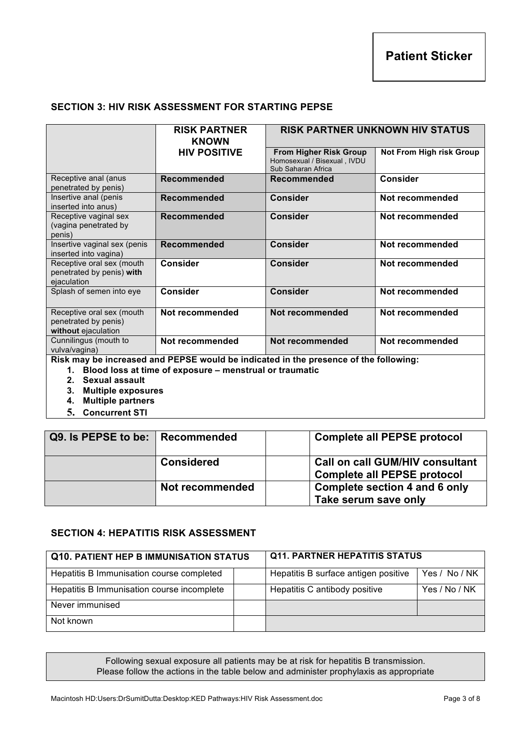**Patient Sticker**

## SECTION 3: HIV RISK ASSESSMENT FOR STARTING PEPSE

| | RISK PARTNER KNOWN HIV POSITIVE | RISK PARTNER UNKNOWN HIV STATUS | |
|---|---|---|---|
| | | **From Higher Risk Group** Homosexual / Bisexual , IVDU Sub Saharan Africa | **Not From High risk Group** |
| Receptive anal (anus penetrated by penis) | **Recommended** | **Recommended** | **Consider** |
| Insertive anal (penis inserted into anus) | **Recommended** | **Consider** | **Not recommended** |
| Receptive vaginal sex (vagina penetrated by penis) | **Recommended** | **Consider** | **Not recommended** |
| Insertive vaginal sex (penis inserted into vagina) | **Recommended** | **Consider** | **Not recommended** |
| Receptive oral sex (mouth penetrated by penis) **with** ejaculation | **Consider** | **Consider** | **Not recommended** |
| Splash of semen into eye | **Consider** | **Consider** | **Not recommended** |
| Receptive oral sex (mouth penetrated by penis) **without** ejaculation | **Not recommended** | **Not recommended** | **Not recommended** |
| Cunnilingus (mouth to vulva/vagina) | **Not recommended** | **Not recommended** | **Not recommended** |

**Risk may be increased and PEPSE would be indicated in the presence of the following:**

1. **Blood loss at time of exposure – menstrual or traumatic**
2. **Sexual assault**
3. **Multiple exposures**
4. **Multiple partners**
5. **Concurrent STI**

| Q9. Is PEPSE to be: | Recommended | | Complete all PEPSE protocol |
|---|---|---|---|
| | **Considered** | | **Call on call GUM/HIV consultant Complete all PEPSE protocol** |
| | **Not recommended** | | **Complete section 4 and 6 only Take serum save only** |

## SECTION 4: HEPATITIS RISK ASSESSMENT

| Q10. PATIENT HEP B IMMUNISATION STATUS | | Q11. PARTNER HEPATITIS STATUS | |
|---|---|---|---|
| Hepatitis B Immunisation course completed | | Hepatitis B surface antigen positive | Yes / No / NK |
| Hepatitis B Immunisation course incomplete | | Hepatitis C antibody positive | Yes / No / NK |
| Never immunised | | | |
| Not known | | | |

Following sexual exposure all patients may be at risk for hepatitis B transmission.
Please follow the actions in the table below and administer prophylaxis as appropriate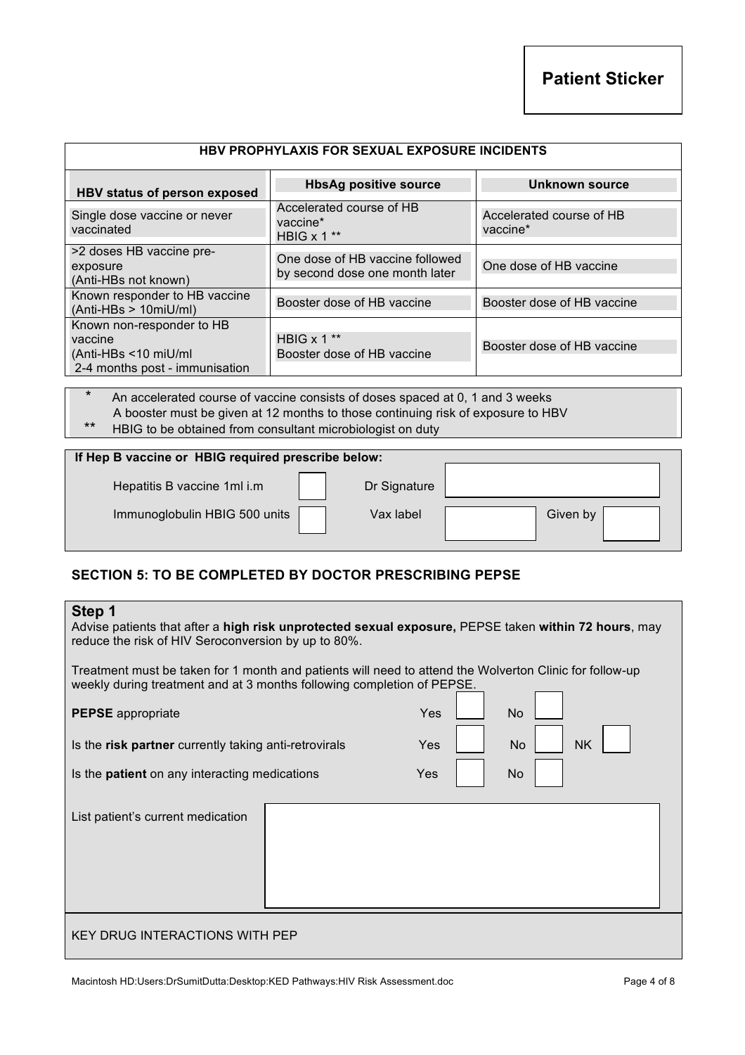**Patient Sticker**

| HBV PROPHYLAXIS FOR SEXUAL EXPOSURE INCIDENTS | | |
|---|---|---|
| **HBV status of person exposed** | **HbsAg positive source** | **Unknown source** |
| Single dose vaccine or never vaccinated | Accelerated course of HB vaccine* HBIG x 1 ** | Accelerated course of HB vaccine* |
| >2 doses HB vaccine pre-exposure (Anti-HBs not known) | One dose of HB vaccine followed by second dose one month later | One dose of HB vaccine |
| Known responder to HB vaccine (Anti-HBs > 10miU/ml) | Booster dose of HB vaccine | Booster dose of HB vaccine |
| Known non-responder to HB vaccine (Anti-HBs <10 miU/ml 2-4 months post - immunisation | HBIG x 1 ** Booster dose of HB vaccine | Booster dose of HB vaccine |

\* An accelerated course of vaccine consists of doses spaced at 0, 1 and 3 weeks
A booster must be given at 12 months to those continuing risk of exposure to HBV

** HBIG to be obtained from consultant microbiologist on duty

**If Hep B vaccine or HBIG required prescribe below:**

| | | | | | |
|---|---|---|---|---|---|
| Hepatitis B vaccine 1ml i.m | ☐ | Dr Signature | | | |
| Immunoglobulin HBIG 500 units | ☐ | Vax label | | Given by | |

## SECTION 5: TO BE COMPLETED BY DOCTOR PRESCRIBING PEPSE

### Step 1

Advise patients that after a **high risk unprotected sexual exposure,** PEPSE taken **within 72 hours**, may reduce the risk of HIV Seroconversion by up to 80%.

Treatment must be taken for 1 month and patients will need to attend the Wolverton Clinic for follow-up weekly during treatment and at 3 months following completion of PEPSE.

| | | | |
|---|---|---|---|
| **PEPSE** appropriate | Yes ☐ | No ☐ | |
| Is the **risk partner** currently taking anti-retrovirals | Yes ☐ | No ☐ | NK ☐ |
| Is the **patient** on any interacting medications | Yes ☐ | No ☐ | |

List patient's current medication

KEY DRUG INTERACTIONS WITH PEP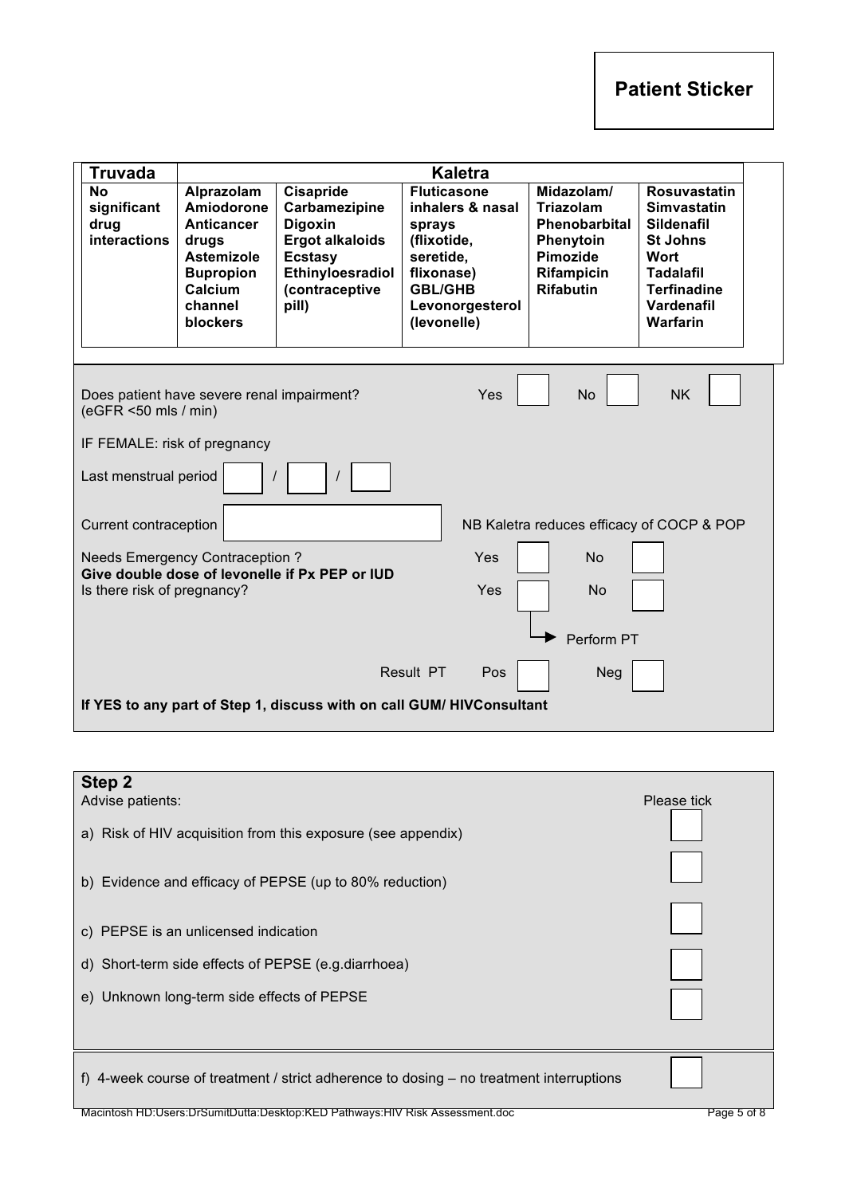**Patient Sticker**

| Truvada | Kaletra | | | | |
|---|---|---|---|---|---|
| No significant drug interactions | Alprazolam<br>Amiodorone<br>Anticancer drugs<br>Astemizole<br>Bupropion<br>Calcium channel blockers | Cisapride<br>Carbamezipine<br>Digoxin<br>Ergot alkaloids<br>Ecstasy<br>Ethinyloesradiol (contraceptive pill) | Fluticasone inhalers & nasal sprays (flixotide, seretide, flixonase)<br>GBL/GHB<br>Levonorgesterol (levonelle) | Midazolam/<br>Triazolam<br>Phenobarbital<br>Phenytoin<br>Pimozide<br>Rifampicin<br>Rifabutin | Rosuvastatin<br>Simvastatin<br>Sildenafil<br>St Johns Wort<br>Tadalafil<br>Terfinadine<br>Vardenafil<br>Warfarin |

Does patient have severe renal impairment? (eGFR <50 mls / min) Yes ☐ No ☐ NK ☐

IF FEMALE: risk of pregnancy

Last menstrual period ☐ / ☐ / ☐

Current contraception ☐ NB Kaletra reduces efficacy of COCP & POP

Needs Emergency Contraception ? Yes ☐ No ☐
**Give double dose of levonelle if Px PEP or IUD**
Is there risk of pregnancy? Yes ☐ No ☐

→ Perform PT

Result PT Pos ☐ Neg ☐

**If YES to any part of Step 1, discuss with on call GUM/ HIVConsultant**

## Step 2

Advise patients: Please tick

a) Risk of HIV acquisition from this exposure (see appendix) ☐

b) Evidence and efficacy of PEPSE (up to 80% reduction) ☐

c) PEPSE is an unlicensed indication ☐

d) Short-term side effects of PEPSE (e.g.diarrhoea) ☐

e) Unknown long-term side effects of PEPSE ☐

f) 4-week course of treatment / strict adherence to dosing – no treatment interruptions ☐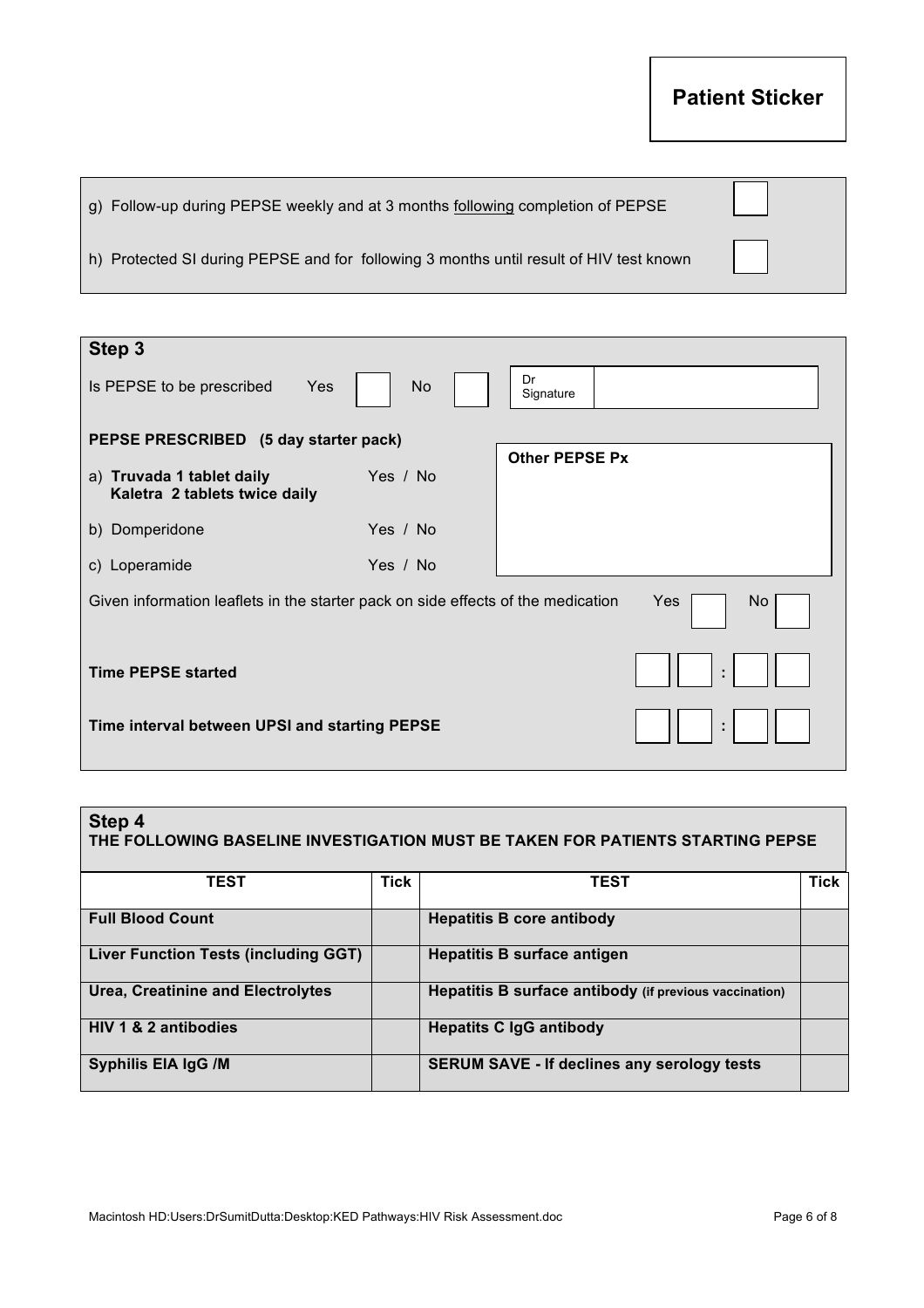**Patient Sticker**

| | |
|---|---|
| g) Follow-up during PEPSE weekly and at 3 months following completion of PEPSE | ☐ |
| h) Protected SI during PEPSE and for following 3 months until result of HIV test known | ☐ |

## Step 3

Is PEPSE to be prescribed Yes ☐ No ☐ Dr Signature ____________

**PEPSE PRESCRIBED (5 day starter pack)**

| | | |
|---|---|---|
| a) **Truvada 1 tablet daily** **Kaletra 2 tablets twice daily** | Yes / No | **Other PEPSE Px** |
| b) Domperidone | Yes / No | |
| c) Loperamide | Yes / No | |

Given information leaflets in the starter pack on side effects of the medication Yes ☐ No ☐

**Time PEPSE started** ☐☐ : ☐☐

**Time interval between UPSI and starting PEPSE** ☐☐ : ☐☐

## Step 4

**THE FOLLOWING BASELINE INVESTIGATION MUST BE TAKEN FOR PATIENTS STARTING PEPSE**

| TEST | Tick | TEST | Tick |
|---|---|---|---|
| **Full Blood Count** | | **Hepatitis B core antibody** | |
| **Liver Function Tests (including GGT)** | | **Hepatitis B surface antigen** | |
| **Urea, Creatinine and Electrolytes** | | **Hepatitis B surface antibody (if previous vaccination)** | |
| **HIV 1 & 2 antibodies** | | **Hepatits C IgG antibody** | |
| **Syphilis EIA IgG /M** | | **SERUM SAVE - If declines any serology tests** | |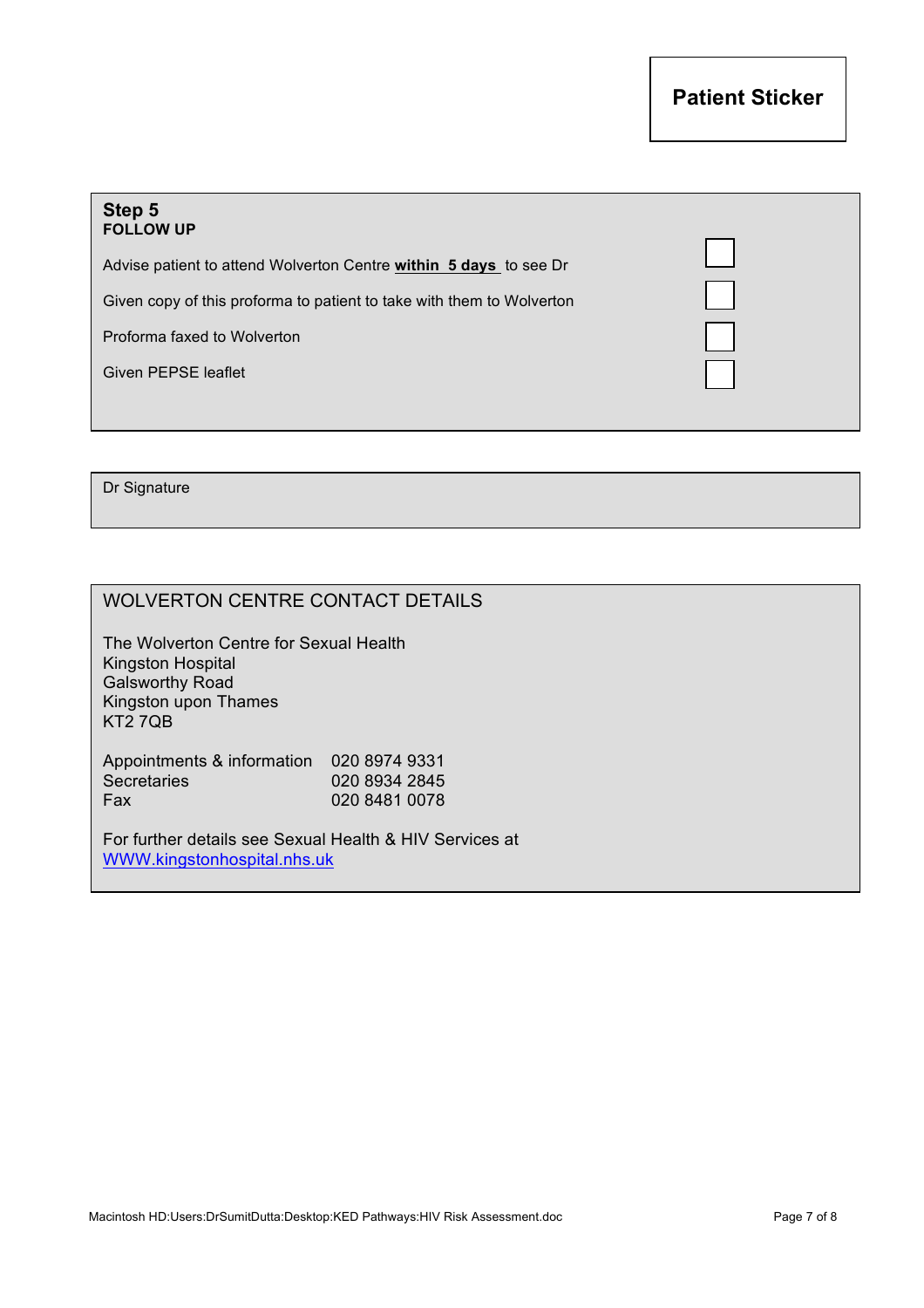**Patient Sticker**

## Step 5
**FOLLOW UP**

Advise patient to attend Wolverton Centre **within 5 days** to see Dr ☐

Given copy of this proforma to patient to take with them to Wolverton ☐

Proforma faxed to Wolverton ☐

Given PEPSE leaflet ☐

Dr Signature

## WOLVERTON CENTRE CONTACT DETAILS

The Wolverton Centre for Sexual Health
Kingston Hospital
Galsworthy Road
Kingston upon Thames
KT2 7QB

| | |
|---|---|
| Appointments & information | 020 8974 9331 |
| Secretaries | 020 8934 2845 |
| Fax | 020 8481 0078 |

For further details see Sexual Health & HIV Services at
[WWW.kingstonhospital.nhs.uk](http://WWW.kingstonhospital.nhs.uk)

Macintosh HD:Users:DrSumitDutta:Desktop:KED Pathways:HIV Risk Assessment.doc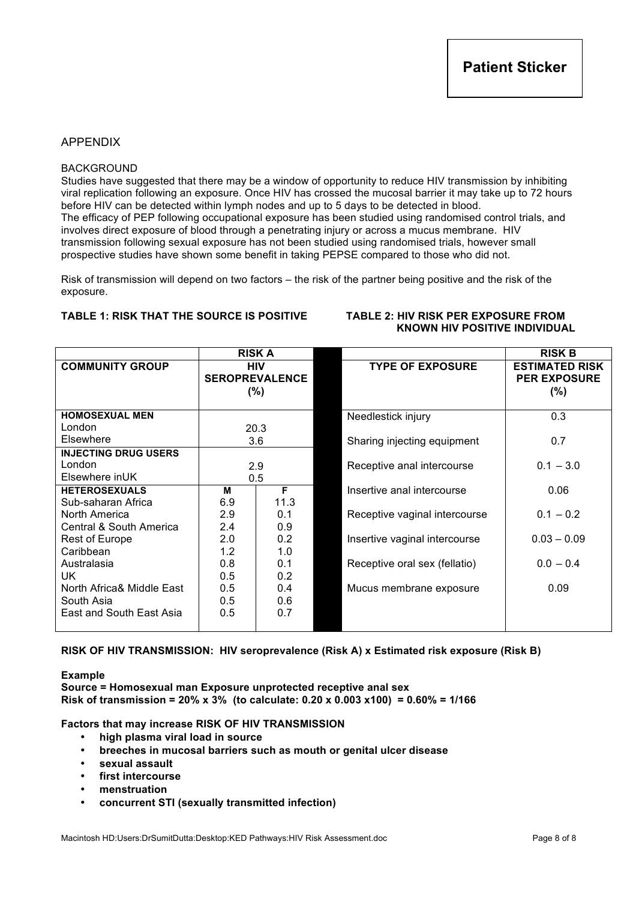**Patient Sticker**

## APPENDIX

### BACKGROUND

Studies have suggested that there may be a window of opportunity to reduce HIV transmission by inhibiting viral replication following an exposure. Once HIV has crossed the mucosal barrier it may take up to 72 hours before HIV can be detected within lymph nodes and up to 5 days to be detected in blood.
The efficacy of PEP following occupational exposure has been studied using randomised control trials, and involves direct exposure of blood through a penetrating injury or across a mucus membrane. HIV transmission following sexual exposure has not been studied using randomised trials, however small prospective studies have shown some benefit in taking PEPSE compared to those who did not.

Risk of transmission will depend on two factors – the risk of the partner being positive and the risk of the exposure.

**TABLE 1: RISK THAT THE SOURCE IS POSITIVE**

| | RISK A | |
|---|---|---|
| **COMMUNITY GROUP** | **HIV SEROPREVALENCE (%)** | |
| **HOMOSEXUAL MEN** | | |
| London | 20.3 | |
| Elsewhere | 3.6 | |
| **INJECTING DRUG USERS** | | |
| London | 2.9 | |
| Elsewhere inUK | 0.5 | |
| **HETEROSEXUALS** | **M** | **F** |
| Sub-saharan Africa | 6.9 | 11.3 |
| North America | 2.9 | 0.1 |
| Central & South America | 2.4 | 0.9 |
| Rest of Europe | 2.0 | 0.2 |
| Caribbean | 1.2 | 1.0 |
| Australasia | 0.8 | 0.1 |
| UK | 0.5 | 0.2 |
| North Africa& Middle East | 0.5 | 0.4 |
| South Asia | 0.5 | 0.6 |
| East and South East Asia | 0.5 | 0.7 |

**TABLE 2: HIV RISK PER EXPOSURE FROM KNOWN HIV POSITIVE INDIVIDUAL**

| | RISK B |
|---|---|
| **TYPE OF EXPOSURE** | **ESTIMATED RISK PER EXPOSURE (%)** |
| Needlestick injury | 0.3 |
| Sharing injecting equipment | 0.7 |
| Receptive anal intercourse | 0.1 – 3.0 |
| Insertive anal intercourse | 0.06 |
| Receptive vaginal intercourse | 0.1 – 0.2 |
| Insertive vaginal intercourse | 0.03 – 0.09 |
| Receptive oral sex (fellatio) | 0.0 – 0.4 |
| Mucus membrane exposure | 0.09 |

**RISK OF HIV TRANSMISSION: HIV seroprevalence (Risk A) x Estimated risk exposure (Risk B)**

**Example**
**Source = Homosexual man Exposure unprotected receptive anal sex**
**Risk of transmission = 20% x 3% (to calculate: 0.20 x 0.003 x100) = 0.60% = 1/166**

**Factors that may increase RISK OF HIV TRANSMISSION**

- **high plasma viral load in source**
- **breeches in mucosal barriers such as mouth or genital ulcer disease**
- **sexual assault**
- **first intercourse**
- **menstruation**
- **concurrent STI (sexually transmitted infection)**